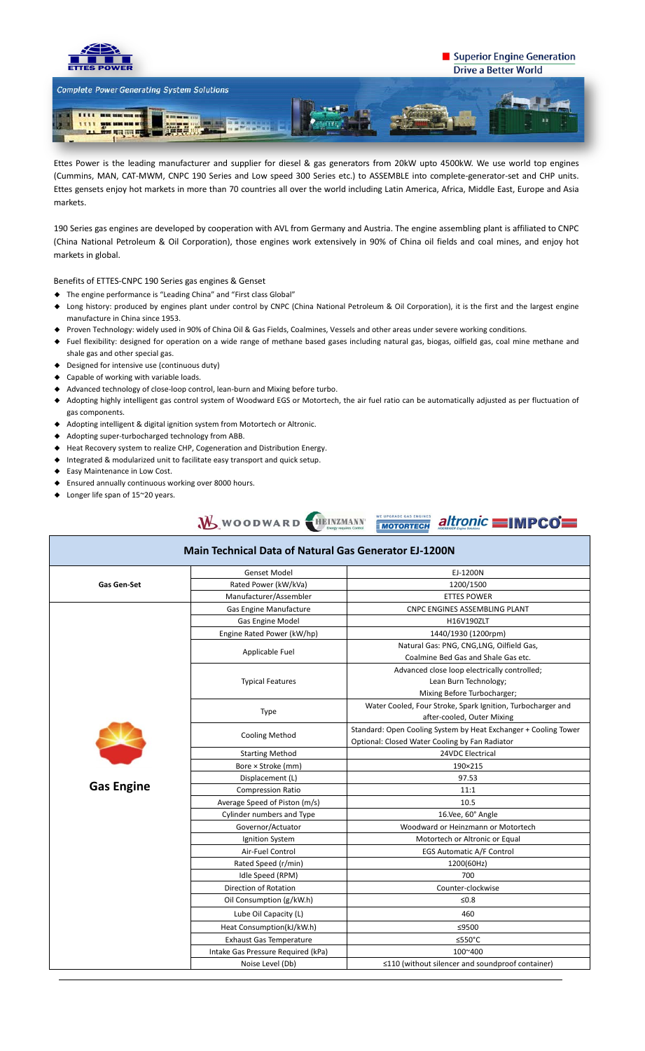Superior Engine Generation
Drive a Better World

Complete Power Generating System Solutions

Ettes Power is the leading manufacturer and supplier for diesel & gas generators from 20kW upto 4500kW. We use world top engines (Cummins, MAN, CAT-MWM, CNPC 190 Series and Low speed 300 Series etc.) to ASSEMBLE into complete-generator-set and CHP units. Ettes gensets enjoy hot markets in more than 70 countries all over the world including Latin America, Africa, Middle East, Europe and Asia markets.

190 Series gas engines are developed by cooperation with AVL from Germany and Austria. The engine assembling plant is affiliated to CNPC (China National Petroleum & Oil Corporation), those engines work extensively in 90% of China oil fields and coal mines, and enjoy hot markets in global.

Benefits of ETTES-CNPC 190 Series gas engines & Genset

- The engine performance is "Leading China" and "First class Global"
- Long history: produced by engines plant under control by CNPC (China National Petroleum & Oil Corporation), it is the first and the largest engine manufacture in China since 1953.
- Proven Technology: widely used in 90% of China Oil & Gas Fields, Coalmines, Vessels and other areas under severe working conditions.
- Fuel flexibility: designed for operation on a wide range of methane based gases including natural gas, biogas, oilfield gas, coal mine methane and shale gas and other special gas.
- Designed for intensive use (continuous duty)
- Capable of working with variable loads.
- Advanced technology of close-loop control, lean-burn and Mixing before turbo.
- Adopting highly intelligent gas control system of Woodward EGS or Motortech, the air fuel ratio can be automatically adjusted as per fluctuation of gas components.
- Adopting intelligent & digital ignition system from Motortech or Altronic.
- Adopting super-turbocharged technology from ABB.
- Heat Recovery system to realize CHP, Cogeneration and Distribution Energy.
- Integrated & modularized unit to facilitate easy transport and quick setup.
- Easy Maintenance in Low Cost.
- Ensured annually continuous working over 8000 hours.
- Longer life span of 15~20 years.

WOODWARD HEINZMANN MOTORTECH altronic IMPCO

## Main Technical Data of Natural Gas Generator EJ-1200N

| | | |
|---|---|---|
| **Gas Gen-Set** | Genset Model | EJ-1200N |
| | Rated Power (kW/kVa) | 1200/1500 |
| | Manufacturer/Assembler | ETTES POWER |
| **Gas Engine** | Gas Engine Manufacture | CNPC ENGINES ASSEMBLING PLANT |
| | Gas Engine Model | H16V190ZLT |
| | Engine Rated Power (kW/hp) | 1440/1930 (1200rpm) |
| | Applicable Fuel | Natural Gas: PNG, CNG,LNG, Oilfield Gas, Coalmine Bed Gas and Shale Gas etc. |
| | Typical Features | Advanced close loop electrically controlled; Lean Burn Technology; Mixing Before Turbocharger; |
| | Type | Water Cooled, Four Stroke, Spark Ignition, Turbocharger and after-cooled, Outer Mixing |
| | Cooling Method | Standard: Open Cooling System by Heat Exchanger + Cooling Tower<br>Optional: Closed Water Cooling by Fan Radiator |
| | Starting Method | 24VDC Electrical |
| | Bore × Stroke (mm) | 190×215 |
| | Displacement (L) | 97.53 |
| | Compression Ratio | 11:1 |
| | Average Speed of Piston (m/s) | 10.5 |
| | Cylinder numbers and Type | 16.Vee, 60° Angle |
| | Governor/Actuator | Woodward or Heinzmann or Motortech |
| | Ignition System | Motortech or Altronic or Equal |
| | Air-Fuel Control | EGS Automatic A/F Control |
| | Rated Speed (r/min) | 1200(60Hz) |
| | Idle Speed (RPM) | 700 |
| | Direction of Rotation | Counter-clockwise |
| | Oil Consumption (g/kW.h) | ≤0.8 |
| | Lube Oil Capacity (L) | 460 |
| | Heat Consumption(kJ/kW.h) | ≤9500 |
| | Exhaust Gas Temperature | ≤550°C |
| | Intake Gas Pressure Required (kPa) | 100~400 |
| | Noise Level (Db) | ≤110 (without silencer and soundproof container) |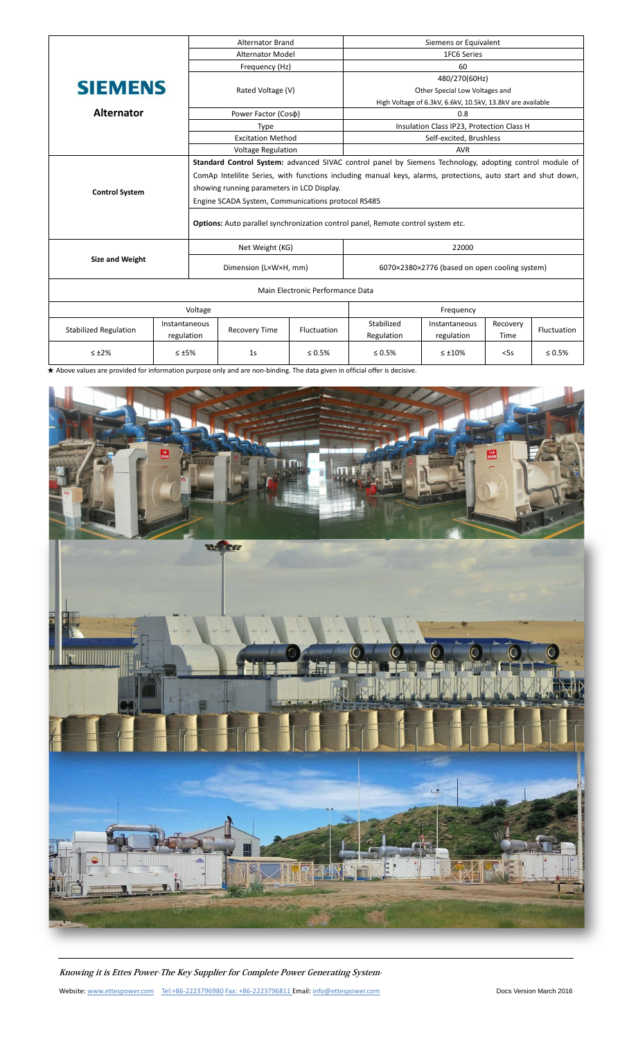| | | |
|---|---|---|
| **SIEMENS** **Alternator** | Alternator Brand | Siemens or Equivalent |
| | Alternator Model | 1FC6 Series |
| | Frequency (Hz) | 60 |
| | Rated Voltage (V) | 480/270(60Hz) Other Special Low Voltages and High Voltage of 6.3kV, 6.6kV, 10.5kV, 13.8kV are available |
| | Power Factor (Cosϕ) | 0.8 |
| | Type | Insulation Class IP23, Protection Class H |
| | Excitation Method | Self-excited, Brushless |
| | Voltage Regulation | AVR |
| **Control System** | **Standard Control System:** advanced SIVAC control panel by Siemens Technology, adopting control module of ComAp Intelilite Series, with functions including manual keys, alarms, protections, auto start and shut down, showing running parameters in LCD Display. Engine SCADA System, Communications protocol RS485 **Options:** Auto parallel synchronization control panel, Remote control system etc. | |
| **Size and Weight** | Net Weight (KG) | 22000 |
| | Dimension (L×W×H, mm) | 6070×2380×2776 (based on open cooling system) |

Main Electronic Performance Data

| Voltage | | | | Frequency | | | |
|---|---|---|---|---|---|---|---|
| Stabilized Regulation | Instantaneous regulation | Recovery Time | Fluctuation | Stabilized Regulation | Instantaneous regulation | Recovery Time | Fluctuation |
| ≤ ±2% | ≤ ±5% | 1s | ≤ 0.5% | ≤ 0.5% | ≤ ±10% | <5s | ≤ 0.5% |

★ Above values are provided for information purpose only and are non-binding. The data given in official offer is decisive.

***Knowing it is Ettes Power-The Key Supplier for Complete Power Generating System-***

Website: www.ettespower.com Tel:+86-2223796980 Fax: +86-2223796811 Email: info@ettespower.com

Docs Version March 2016